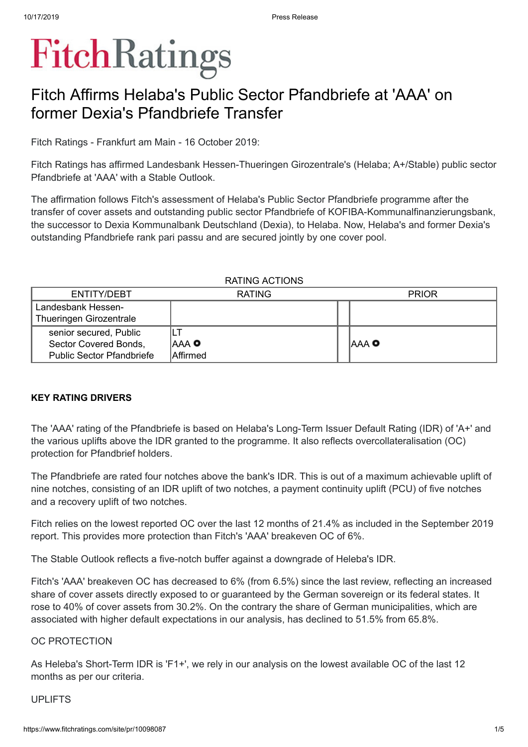# Fitch Ratings

## Fitch Affirms Helaba's Public Sector Pfandbriefe at 'AAA' on former Dexia's Pfandbriefe Transfer

Fitch Ratings - Frankfurt am Main - 16 October 2019:

Fitch Ratings has affirmed Landesbank Hessen-Thueringen Girozentrale's (Helaba; A+/Stable) public sector Pfandbriefe at 'AAA' with a Stable Outlook.

The affirmation follows Fitch's assessment of Helaba's Public Sector Pfandbriefe programme after the transfer of cover assets and outstanding public sector Pfandbriefe of KOFIBA-Kommunalfinanzierungsbank, the successor to Dexia Kommunalbank Deutschland (Dexia), to Helaba. Now, Helaba's and former Dexia's outstanding Pfandbriefe rank pari passu and are secured jointly by one cover pool.

RATING ACTIONS

| ENTITY/DEBT | RATING | | PRIOR |
|---|---|---|---|
| Landesbank Hessen-Thueringen Girozentrale | | | |
| senior secured, Public Sector Covered Bonds, Public Sector Pfandbriefe | LT AAA Affirmed | | AAA |

**KEY RATING DRIVERS**

The 'AAA' rating of the Pfandbriefe is based on Helaba's Long-Term Issuer Default Rating (IDR) of 'A+' and the various uplifts above the IDR granted to the programme. It also reflects overcollateralisation (OC) protection for Pfandbrief holders.

The Pfandbriefe are rated four notches above the bank's IDR. This is out of a maximum achievable uplift of nine notches, consisting of an IDR uplift of two notches, a payment continuity uplift (PCU) of five notches and a recovery uplift of two notches.

Fitch relies on the lowest reported OC over the last 12 months of 21.4% as included in the September 2019 report. This provides more protection than Fitch's 'AAA' breakeven OC of 6%.

The Stable Outlook reflects a five-notch buffer against a downgrade of Heleba's IDR.

Fitch's 'AAA' breakeven OC has decreased to 6% (from 6.5%) since the last review, reflecting an increased share of cover assets directly exposed to or guaranteed by the German sovereign or its federal states. It rose to 40% of cover assets from 30.2%. On the contrary the share of German municipalities, which are associated with higher default expectations in our analysis, has declined to 51.5% from 65.8%.

OC PROTECTION

As Heleba's Short-Term IDR is 'F1+', we rely in our analysis on the lowest available OC of the last 12 months as per our criteria.

UPLIFTS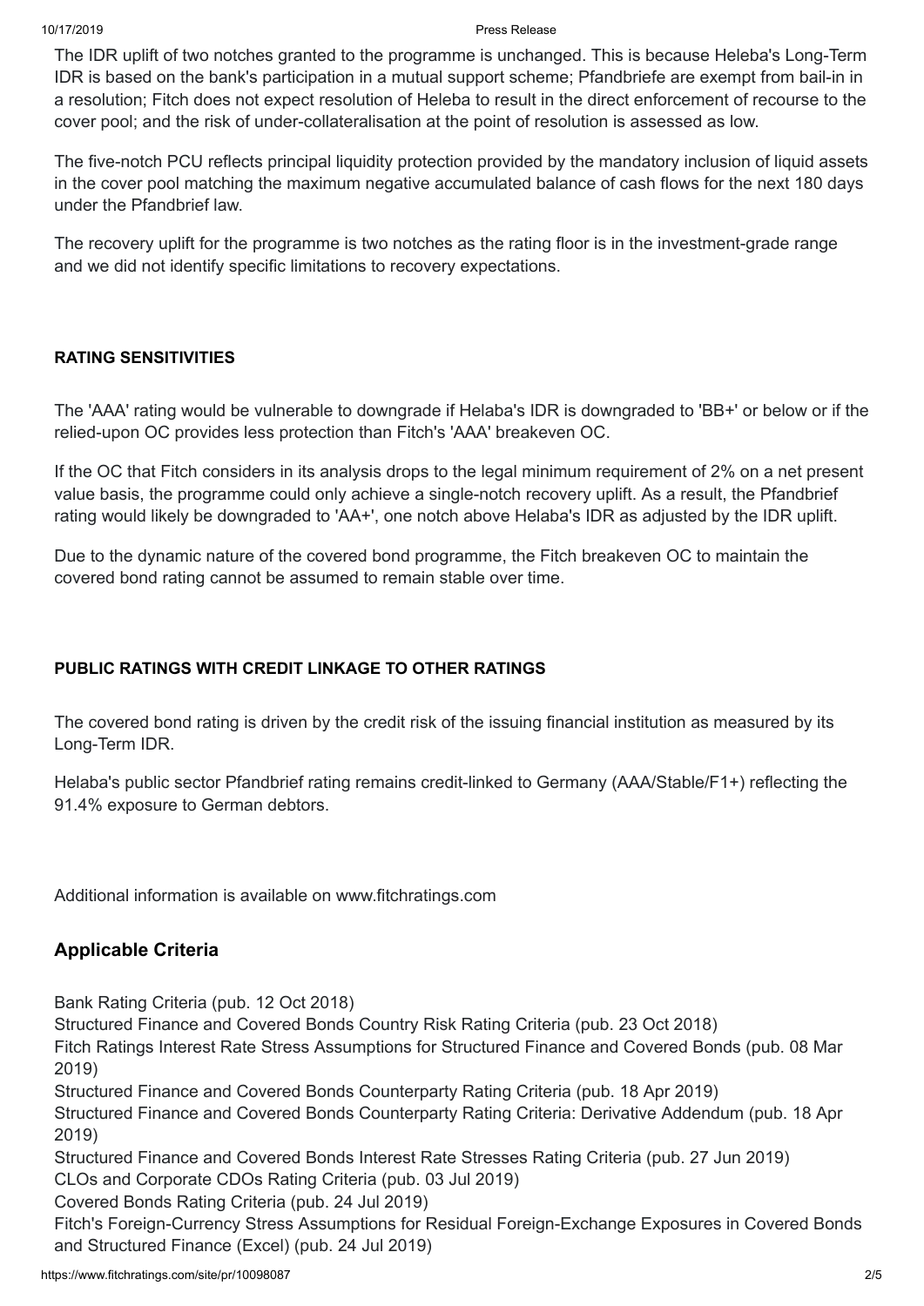The IDR uplift of two notches granted to the programme is unchanged. This is because Heleba's Long-Term IDR is based on the bank's participation in a mutual support scheme; Pfandbriefe are exempt from bail-in in a resolution; Fitch does not expect resolution of Heleba to result in the direct enforcement of recourse to the cover pool; and the risk of under-collateralisation at the point of resolution is assessed as low.

The five-notch PCU reflects principal liquidity protection provided by the mandatory inclusion of liquid assets in the cover pool matching the maximum negative accumulated balance of cash flows for the next 180 days under the Pfandbrief law.

The recovery uplift for the programme is two notches as the rating floor is in the investment-grade range and we did not identify specific limitations to recovery expectations.

**RATING SENSITIVITIES**

The 'AAA' rating would be vulnerable to downgrade if Helaba's IDR is downgraded to 'BB+' or below or if the relied-upon OC provides less protection than Fitch's 'AAA' breakeven OC.

If the OC that Fitch considers in its analysis drops to the legal minimum requirement of 2% on a net present value basis, the programme could only achieve a single-notch recovery uplift. As a result, the Pfandbrief rating would likely be downgraded to 'AA+', one notch above Helaba's IDR as adjusted by the IDR uplift.

Due to the dynamic nature of the covered bond programme, the Fitch breakeven OC to maintain the covered bond rating cannot be assumed to remain stable over time.

**PUBLIC RATINGS WITH CREDIT LINKAGE TO OTHER RATINGS**

The covered bond rating is driven by the credit risk of the issuing financial institution as measured by its Long-Term IDR.

Helaba's public sector Pfandbrief rating remains credit-linked to Germany (AAA/Stable/F1+) reflecting the 91.4% exposure to German debtors.

Additional information is available on www.fitchratings.com

## Applicable Criteria

Bank Rating Criteria (pub. 12 Oct 2018)
Structured Finance and Covered Bonds Country Risk Rating Criteria (pub. 23 Oct 2018)
Fitch Ratings Interest Rate Stress Assumptions for Structured Finance and Covered Bonds (pub. 08 Mar 2019)
Structured Finance and Covered Bonds Counterparty Rating Criteria (pub. 18 Apr 2019)
Structured Finance and Covered Bonds Counterparty Rating Criteria: Derivative Addendum (pub. 18 Apr 2019)
Structured Finance and Covered Bonds Interest Rate Stresses Rating Criteria (pub. 27 Jun 2019)
CLOs and Corporate CDOs Rating Criteria (pub. 03 Jul 2019)
Covered Bonds Rating Criteria (pub. 24 Jul 2019)
Fitch's Foreign-Currency Stress Assumptions for Residual Foreign-Exchange Exposures in Covered Bonds and Structured Finance (Excel) (pub. 24 Jul 2019)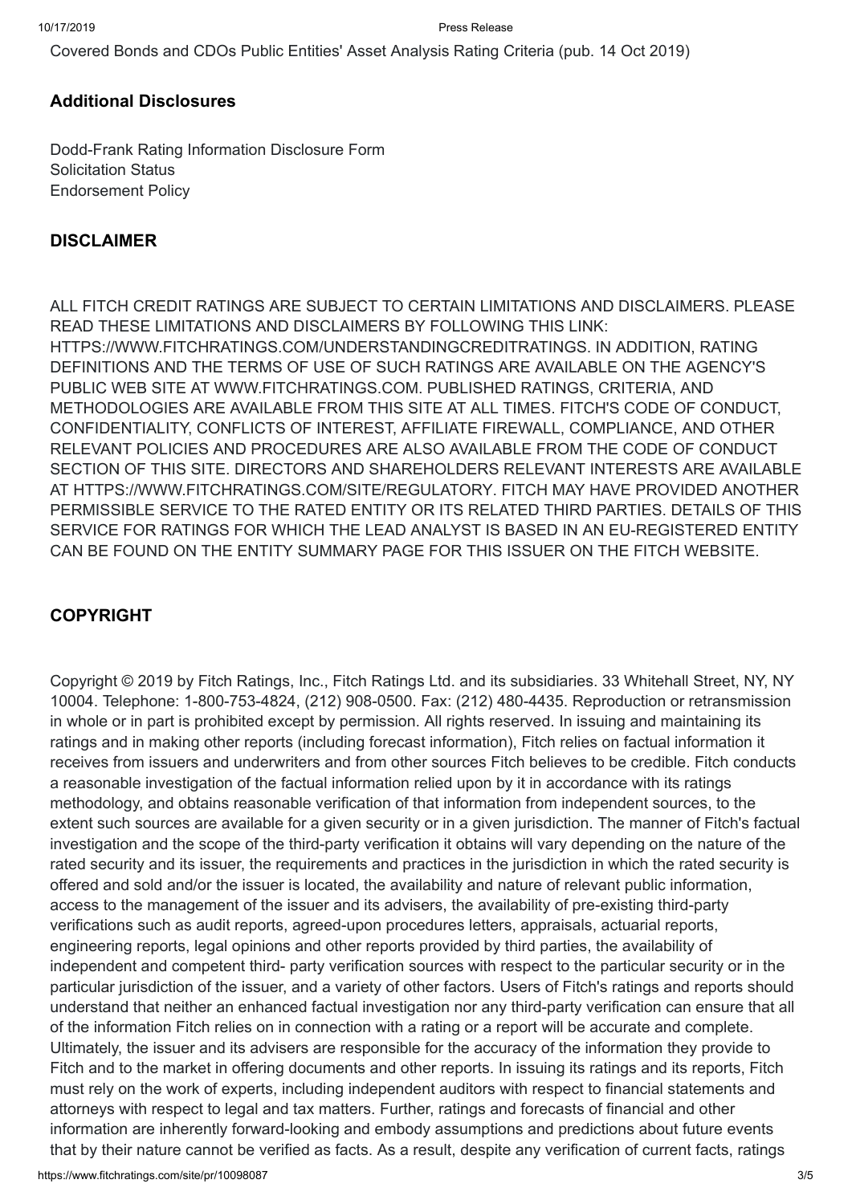Covered Bonds and CDOs Public Entities' Asset Analysis Rating Criteria (pub. 14 Oct 2019)

### Additional Disclosures

Dodd-Frank Rating Information Disclosure Form
Solicitation Status
Endorsement Policy

### DISCLAIMER

ALL FITCH CREDIT RATINGS ARE SUBJECT TO CERTAIN LIMITATIONS AND DISCLAIMERS. PLEASE READ THESE LIMITATIONS AND DISCLAIMERS BY FOLLOWING THIS LINK: HTTPS://WWW.FITCHRATINGS.COM/UNDERSTANDINGCREDITRATINGS. IN ADDITION, RATING DEFINITIONS AND THE TERMS OF USE OF SUCH RATINGS ARE AVAILABLE ON THE AGENCY'S PUBLIC WEB SITE AT WWW.FITCHRATINGS.COM. PUBLISHED RATINGS, CRITERIA, AND METHODOLOGIES ARE AVAILABLE FROM THIS SITE AT ALL TIMES. FITCH'S CODE OF CONDUCT, CONFIDENTIALITY, CONFLICTS OF INTEREST, AFFILIATE FIREWALL, COMPLIANCE, AND OTHER RELEVANT POLICIES AND PROCEDURES ARE ALSO AVAILABLE FROM THE CODE OF CONDUCT SECTION OF THIS SITE. DIRECTORS AND SHAREHOLDERS RELEVANT INTERESTS ARE AVAILABLE AT HTTPS://WWW.FITCHRATINGS.COM/SITE/REGULATORY. FITCH MAY HAVE PROVIDED ANOTHER PERMISSIBLE SERVICE TO THE RATED ENTITY OR ITS RELATED THIRD PARTIES. DETAILS OF THIS SERVICE FOR RATINGS FOR WHICH THE LEAD ANALYST IS BASED IN AN EU-REGISTERED ENTITY CAN BE FOUND ON THE ENTITY SUMMARY PAGE FOR THIS ISSUER ON THE FITCH WEBSITE.

### COPYRIGHT

Copyright © 2019 by Fitch Ratings, Inc., Fitch Ratings Ltd. and its subsidiaries. 33 Whitehall Street, NY, NY 10004. Telephone: 1-800-753-4824, (212) 908-0500. Fax: (212) 480-4435. Reproduction or retransmission in whole or in part is prohibited except by permission. All rights reserved. In issuing and maintaining its ratings and in making other reports (including forecast information), Fitch relies on factual information it receives from issuers and underwriters and from other sources Fitch believes to be credible. Fitch conducts a reasonable investigation of the factual information relied upon by it in accordance with its ratings methodology, and obtains reasonable verification of that information from independent sources, to the extent such sources are available for a given security or in a given jurisdiction. The manner of Fitch's factual investigation and the scope of the third-party verification it obtains will vary depending on the nature of the rated security and its issuer, the requirements and practices in the jurisdiction in which the rated security is offered and sold and/or the issuer is located, the availability and nature of relevant public information, access to the management of the issuer and its advisers, the availability of pre-existing third-party verifications such as audit reports, agreed-upon procedures letters, appraisals, actuarial reports, engineering reports, legal opinions and other reports provided by third parties, the availability of independent and competent third- party verification sources with respect to the particular security or in the particular jurisdiction of the issuer, and a variety of other factors. Users of Fitch's ratings and reports should understand that neither an enhanced factual investigation nor any third-party verification can ensure that all of the information Fitch relies on in connection with a rating or a report will be accurate and complete. Ultimately, the issuer and its advisers are responsible for the accuracy of the information they provide to Fitch and to the market in offering documents and other reports. In issuing its ratings and its reports, Fitch must rely on the work of experts, including independent auditors with respect to financial statements and attorneys with respect to legal and tax matters. Further, ratings and forecasts of financial and other information are inherently forward-looking and embody assumptions and predictions about future events that by their nature cannot be verified as facts. As a result, despite any verification of current facts, ratings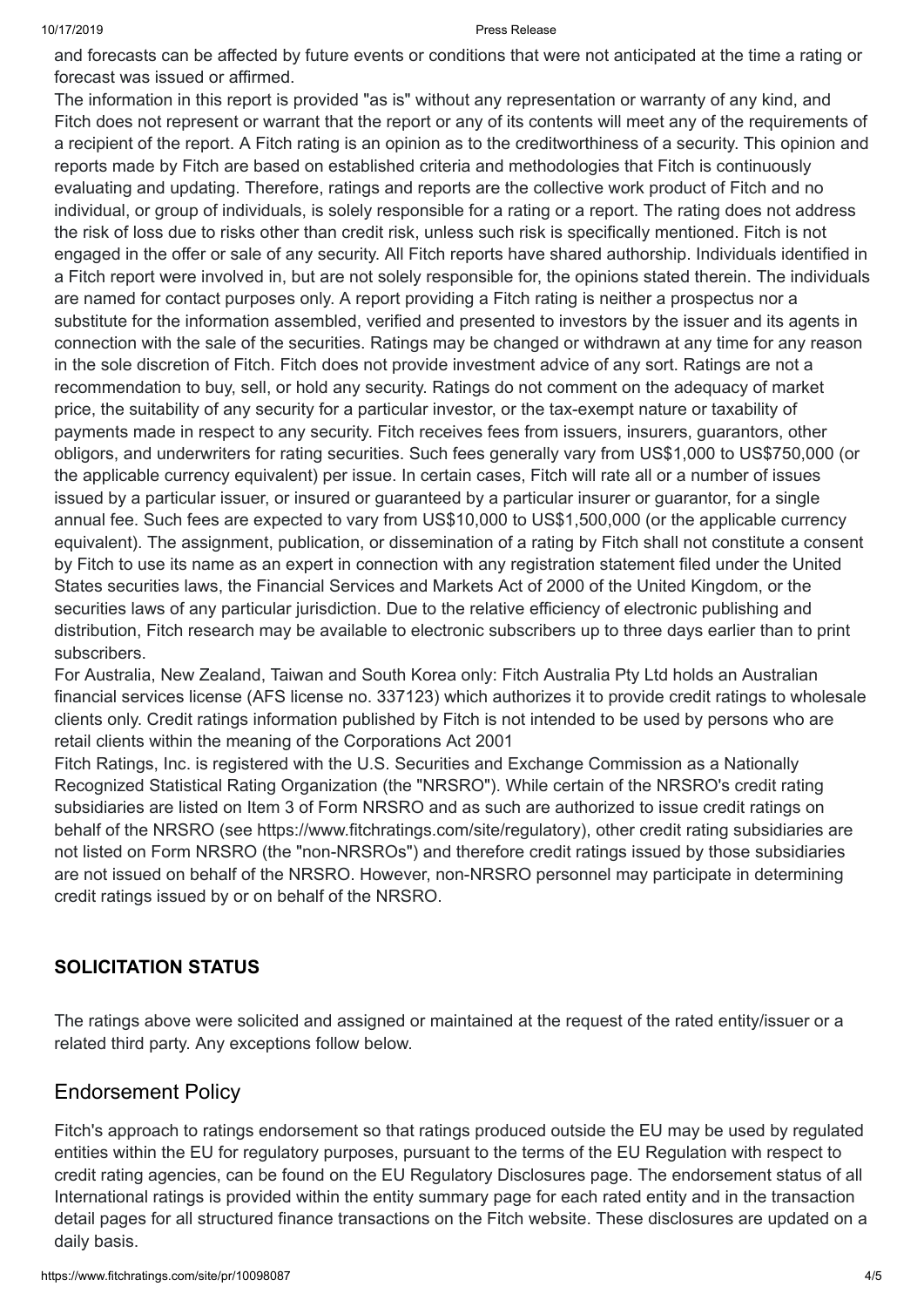and forecasts can be affected by future events or conditions that were not anticipated at the time a rating or forecast was issued or affirmed.

The information in this report is provided "as is" without any representation or warranty of any kind, and Fitch does not represent or warrant that the report or any of its contents will meet any of the requirements of a recipient of the report. A Fitch rating is an opinion as to the creditworthiness of a security. This opinion and reports made by Fitch are based on established criteria and methodologies that Fitch is continuously evaluating and updating. Therefore, ratings and reports are the collective work product of Fitch and no individual, or group of individuals, is solely responsible for a rating or a report. The rating does not address the risk of loss due to risks other than credit risk, unless such risk is specifically mentioned. Fitch is not engaged in the offer or sale of any security. All Fitch reports have shared authorship. Individuals identified in a Fitch report were involved in, but are not solely responsible for, the opinions stated therein. The individuals are named for contact purposes only. A report providing a Fitch rating is neither a prospectus nor a substitute for the information assembled, verified and presented to investors by the issuer and its agents in connection with the sale of the securities. Ratings may be changed or withdrawn at any time for any reason in the sole discretion of Fitch. Fitch does not provide investment advice of any sort. Ratings are not a recommendation to buy, sell, or hold any security. Ratings do not comment on the adequacy of market price, the suitability of any security for a particular investor, or the tax-exempt nature or taxability of payments made in respect to any security. Fitch receives fees from issuers, insurers, guarantors, other obligors, and underwriters for rating securities. Such fees generally vary from US$1,000 to US$750,000 (or the applicable currency equivalent) per issue. In certain cases, Fitch will rate all or a number of issues issued by a particular issuer, or insured or guaranteed by a particular insurer or guarantor, for a single annual fee. Such fees are expected to vary from US$10,000 to US$1,500,000 (or the applicable currency equivalent). The assignment, publication, or dissemination of a rating by Fitch shall not constitute a consent by Fitch to use its name as an expert in connection with any registration statement filed under the United States securities laws, the Financial Services and Markets Act of 2000 of the United Kingdom, or the securities laws of any particular jurisdiction. Due to the relative efficiency of electronic publishing and distribution, Fitch research may be available to electronic subscribers up to three days earlier than to print subscribers.

For Australia, New Zealand, Taiwan and South Korea only: Fitch Australia Pty Ltd holds an Australian financial services license (AFS license no. 337123) which authorizes it to provide credit ratings to wholesale clients only. Credit ratings information published by Fitch is not intended to be used by persons who are retail clients within the meaning of the Corporations Act 2001

Fitch Ratings, Inc. is registered with the U.S. Securities and Exchange Commission as a Nationally Recognized Statistical Rating Organization (the "NRSRO"). While certain of the NRSRO's credit rating subsidiaries are listed on Item 3 of Form NRSRO and as such are authorized to issue credit ratings on behalf of the NRSRO (see https://www.fitchratings.com/site/regulatory), other credit rating subsidiaries are not listed on Form NRSRO (the "non-NRSROs") and therefore credit ratings issued by those subsidiaries are not issued on behalf of the NRSRO. However, non-NRSRO personnel may participate in determining credit ratings issued by or on behalf of the NRSRO.

## SOLICITATION STATUS

The ratings above were solicited and assigned or maintained at the request of the rated entity/issuer or a related third party. Any exceptions follow below.

## Endorsement Policy

Fitch's approach to ratings endorsement so that ratings produced outside the EU may be used by regulated entities within the EU for regulatory purposes, pursuant to the terms of the EU Regulation with respect to credit rating agencies, can be found on the EU Regulatory Disclosures page. The endorsement status of all International ratings is provided within the entity summary page for each rated entity and in the transaction detail pages for all structured finance transactions on the Fitch website. These disclosures are updated on a daily basis.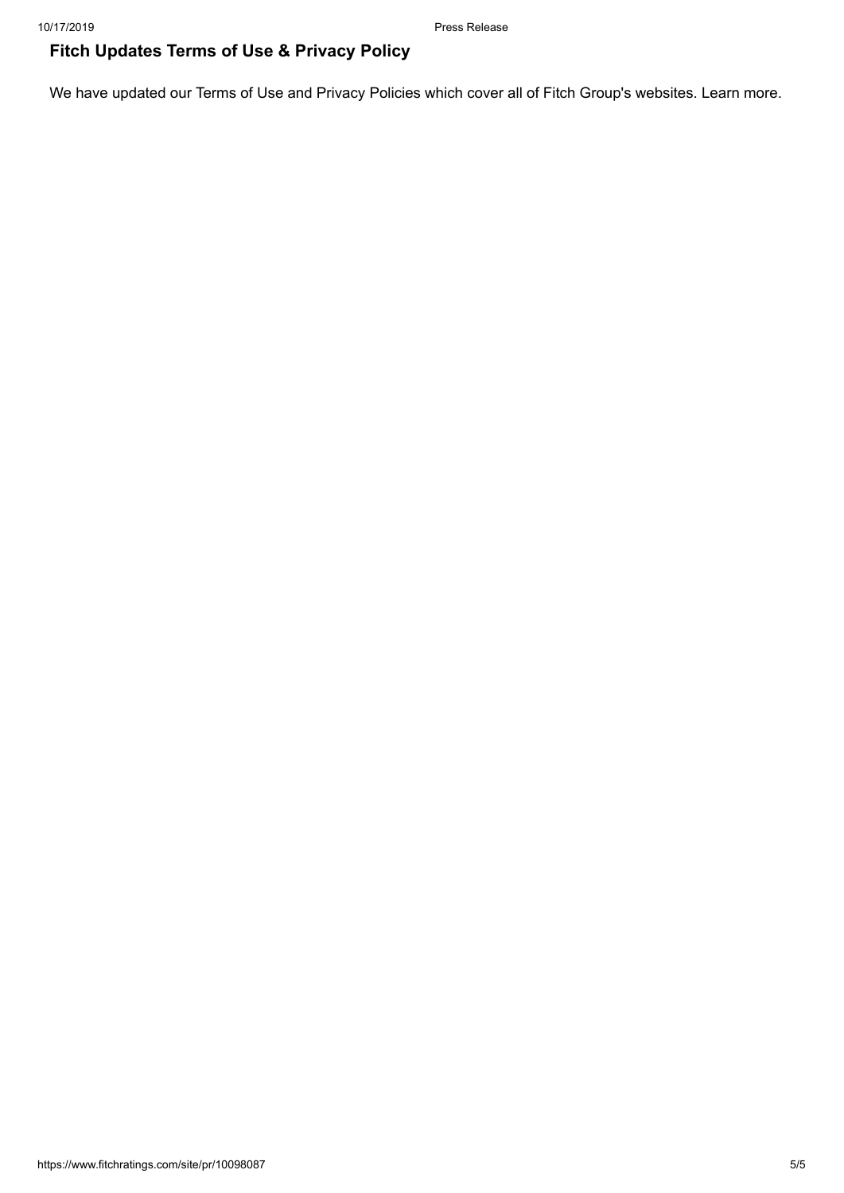## Fitch Updates Terms of Use & Privacy Policy

We have updated our Terms of Use and Privacy Policies which cover all of Fitch Group's websites. Learn more.